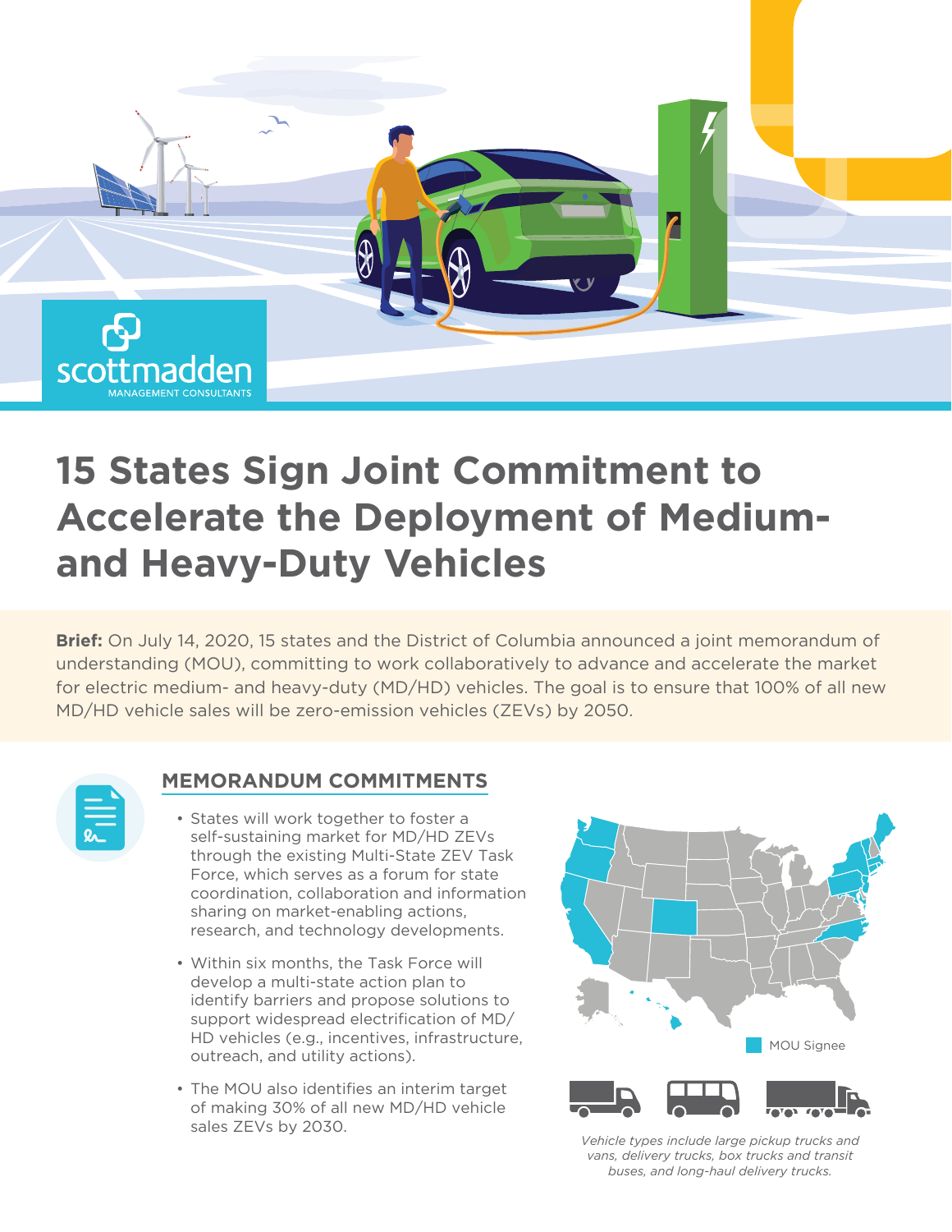# 15 States Sign Joint Commitment to Accelerate the Deployment of Medium- and Heavy-Duty Vehicles

**Brief:** On July 14, 2020, 15 states and the District of Columbia announced a joint memorandum of understanding (MOU), committing to work collaboratively to advance and accelerate the market for electric medium- and heavy-duty (MD/HD) vehicles. The goal is to ensure that 100% of all new MD/HD vehicle sales will be zero-emission vehicles (ZEVs) by 2050.

## MEMORANDUM COMMITMENTS

- States will work together to foster a self-sustaining market for MD/HD ZEVs through the existing Multi-State ZEV Task Force, which serves as a forum for state coordination, collaboration and information sharing on market-enabling actions, research, and technology developments.
- Within six months, the Task Force will develop a multi-state action plan to identify barriers and propose solutions to support widespread electrification of MD/HD vehicles (e.g., incentives, infrastructure, outreach, and utility actions).
- The MOU also identifies an interim target of making 30% of all new MD/HD vehicle sales ZEVs by 2030.

MOU Signee

*Vehicle types include large pickup trucks and vans, delivery trucks, box trucks and transit buses, and long-haul delivery trucks.*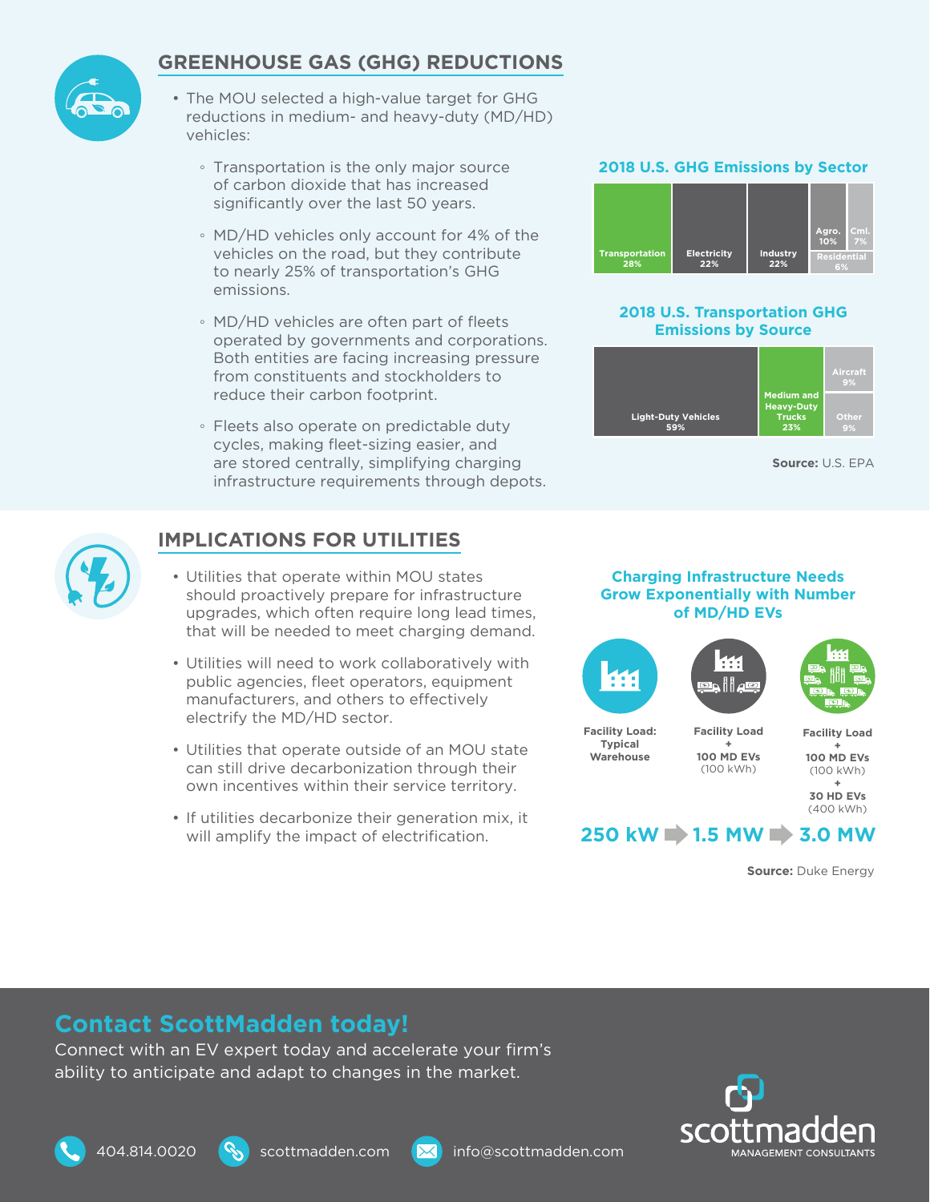## GREENHOUSE GAS (GHG) REDUCTIONS

- The MOU selected a high-value target for GHG reductions in medium- and heavy-duty (MD/HD) vehicles:
  - Transportation is the only major source of carbon dioxide that has increased significantly over the last 50 years.
  - MD/HD vehicles only account for 4% of the vehicles on the road, but they contribute to nearly 25% of transportation's GHG emissions.
  - MD/HD vehicles are often part of fleets operated by governments and corporations. Both entities are facing increasing pressure from constituents and stockholders to reduce their carbon footprint.
  - Fleets also operate on predictable duty cycles, making fleet-sizing easier, and are stored centrally, simplifying charging infrastructure requirements through depots.

**2018 U.S. GHG Emissions by Sector**

Transportation 28%
Electricity 22%
Industry 22%
Agro. 10%
Cml. 7%
Residential 6%

**2018 U.S. Transportation GHG Emissions by Source**

Light-Duty Vehicles 59%
Medium and Heavy-Duty Trucks 23%
Aircraft 9%
Other 9%

**Source:** U.S. EPA

## IMPLICATIONS FOR UTILITIES

- Utilities that operate within MOU states should proactively prepare for infrastructure upgrades, which often require long lead times, that will be needed to meet charging demand.
- Utilities will need to work collaboratively with public agencies, fleet operators, equipment manufacturers, and others to effectively electrify the MD/HD sector.
- Utilities that operate outside of an MOU state can still drive decarbonization through their own incentives within their service territory.
- If utilities decarbonize their generation mix, it will amplify the impact of electrification.

**Charging Infrastructure Needs Grow Exponentially with Number of MD/HD EVs**

Facility Load: Typical Warehouse

Facility Load + 100 MD EVs (100 kWh)

Facility Load + 100 MD EVs (100 kWh) + 30 HD EVs (400 kWh)

250 kW → 1.5 MW → 3.0 MW

**Source:** Duke Energy

## Contact ScottMadden today!

Connect with an EV expert today and accelerate your firm's ability to anticipate and adapt to changes in the market.

404.814.0020 | scottmadden.com | info@scottmadden.com

scottmadden
MANAGEMENT CONSULTANTS